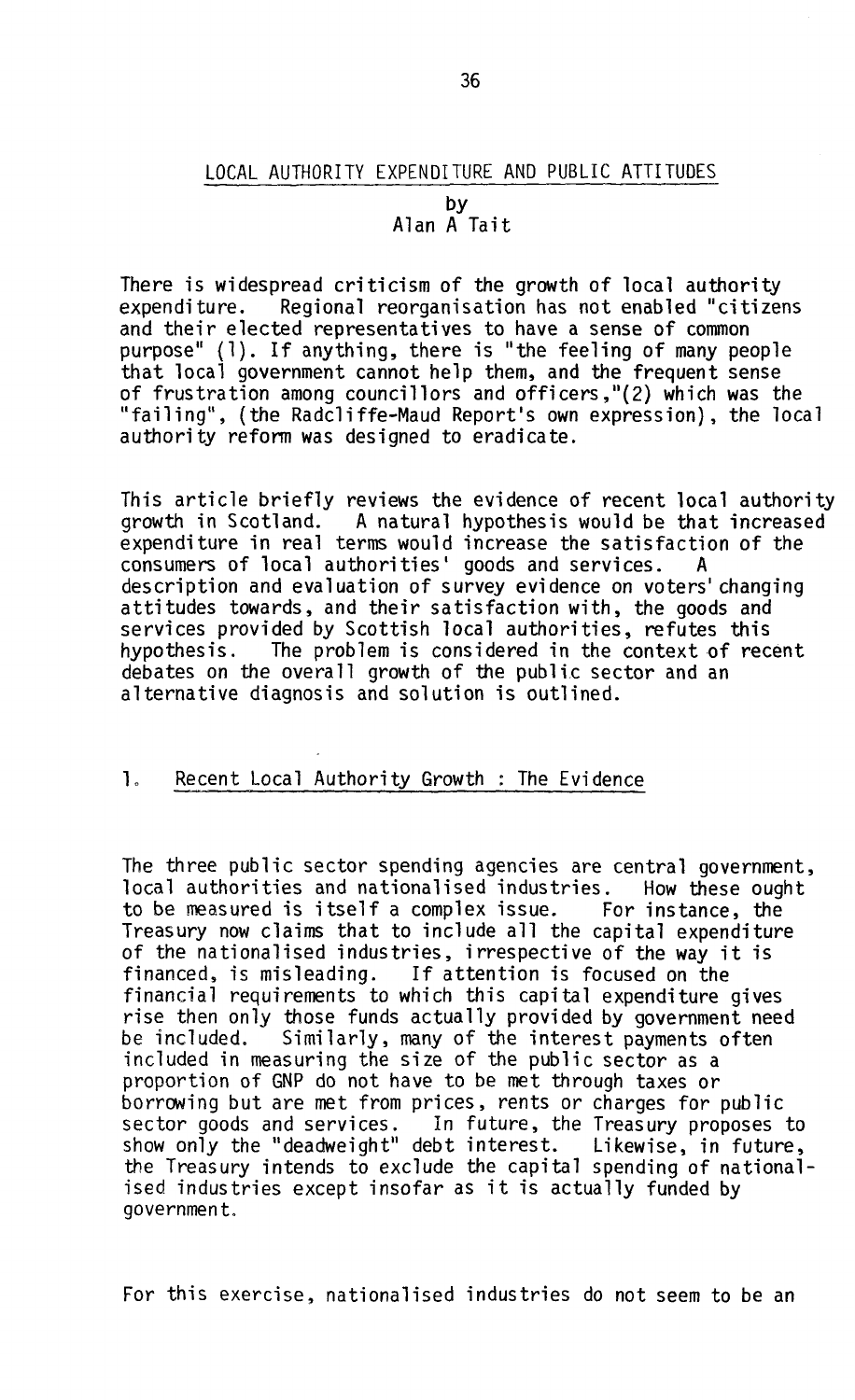# LOCAL AUTHORITY EXPENDITURE AND PUBLIC ATTITUDES

by
Alan A Tait

There is widespread criticism of the growth of local authority expenditure. Regional reorganisation has not enabled "citizens and their elected representatives to have a sense of common purpose" (1). If anything, there is "the feeling of many people that local government cannot help them, and the frequent sense of frustration among councillors and officers,"(2) which was the "failing", (the Radcliffe-Maud Report's own expression), the local authority reform was designed to eradicate.

This article briefly reviews the evidence of recent local authority growth in Scotland. A natural hypothesis would be that increased expenditure in real terms would increase the satisfaction of the consumers of local authorities' goods and services. A description and evaluation of survey evidence on voters' changing attitudes towards, and their satisfaction with, the goods and services provided by Scottish local authorities, refutes this hypothesis. The problem is considered in the context of recent debates on the overall growth of the public sector and an alternative diagnosis and solution is outlined.

## 1. Recent Local Authority Growth : The Evidence

The three public sector spending agencies are central government, local authorities and nationalised industries. How these ought to be measured is itself a complex issue. For instance, the Treasury now claims that to include all the capital expenditure of the nationalised industries, irrespective of the way it is financed, is misleading. If attention is focused on the financial requirements to which this capital expenditure gives rise then only those funds actually provided by government need be included. Similarly, many of the interest payments often included in measuring the size of the public sector as a proportion of GNP do not have to be met through taxes or borrowing but are met from prices, rents or charges for public sector goods and services. In future, the Treasury proposes to show only the "deadweight" debt interest. Likewise, in future, the Treasury intends to exclude the capital spending of nationalised industries except insofar as it is actually funded by government.

For this exercise, nationalised industries do not seem to be an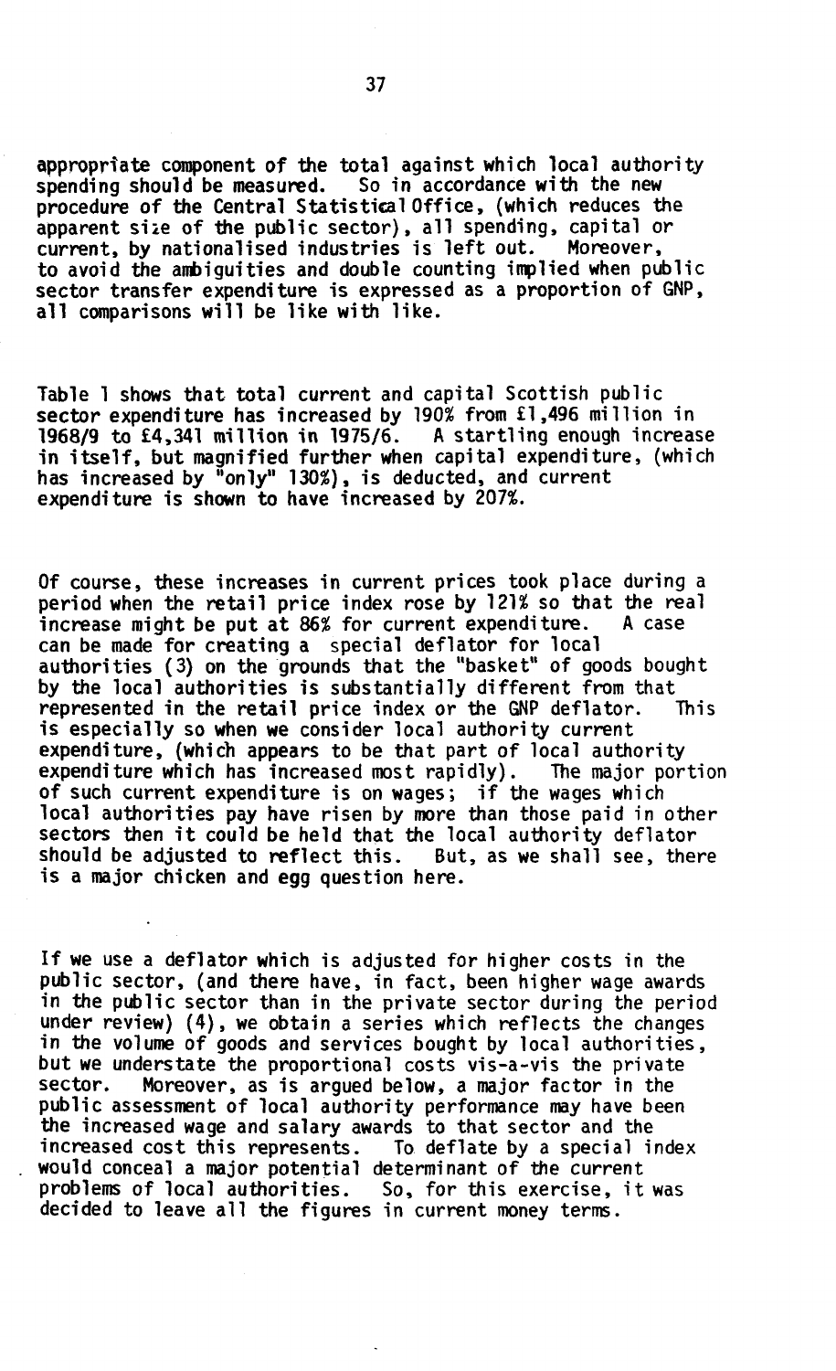appropriate component of the total against which local authority spending should be measured. So in accordance with the new procedure of the Central Statistical Office, (which reduces the apparent size of the public sector), all spending, capital or current, by nationalised industries is left out. Moreover, to avoid the ambiguities and double counting implied when public sector transfer expenditure is expressed as a proportion of GNP, all comparisons will be like with like.

Table 1 shows that total current and capital Scottish public sector expenditure has increased by 190% from £1,496 million in 1968/9 to £4,341 million in 1975/6. A startling enough increase in itself, but magnified further when capital expenditure, (which has increased by "only" 130%), is deducted, and current expenditure is shown to have increased by 207%.

Of course, these increases in current prices took place during a period when the retail price index rose by 121% so that the real increase might be put at 86% for current expenditure. A case can be made for creating a special deflator for local authorities (3) on the grounds that the "basket" of goods bought by the local authorities is substantially different from that represented in the retail price index or the GNP deflator. This is especially so when we consider local authority current expenditure, (which appears to be that part of local authority expenditure which has increased most rapidly). The major portion of such current expenditure is on wages; if the wages which local authorities pay have risen by more than those paid in other sectors then it could be held that the local authority deflator should be adjusted to reflect this. But, as we shall see, there is a major chicken and egg question here.

If we use a deflator which is adjusted for higher costs in the public sector, (and there have, in fact, been higher wage awards in the public sector than in the private sector during the period under review) (4), we obtain a series which reflects the changes in the volume of goods and services bought by local authorities, but we understate the proportional costs vis-a-vis the private sector. Moreover, as is argued below, a major factor in the public assessment of local authority performance may have been the increased wage and salary awards to that sector and the increased cost this represents. To deflate by a special index would conceal a major potential determinant of the current problems of local authorities. So, for this exercise, it was decided to leave all the figures in current money terms.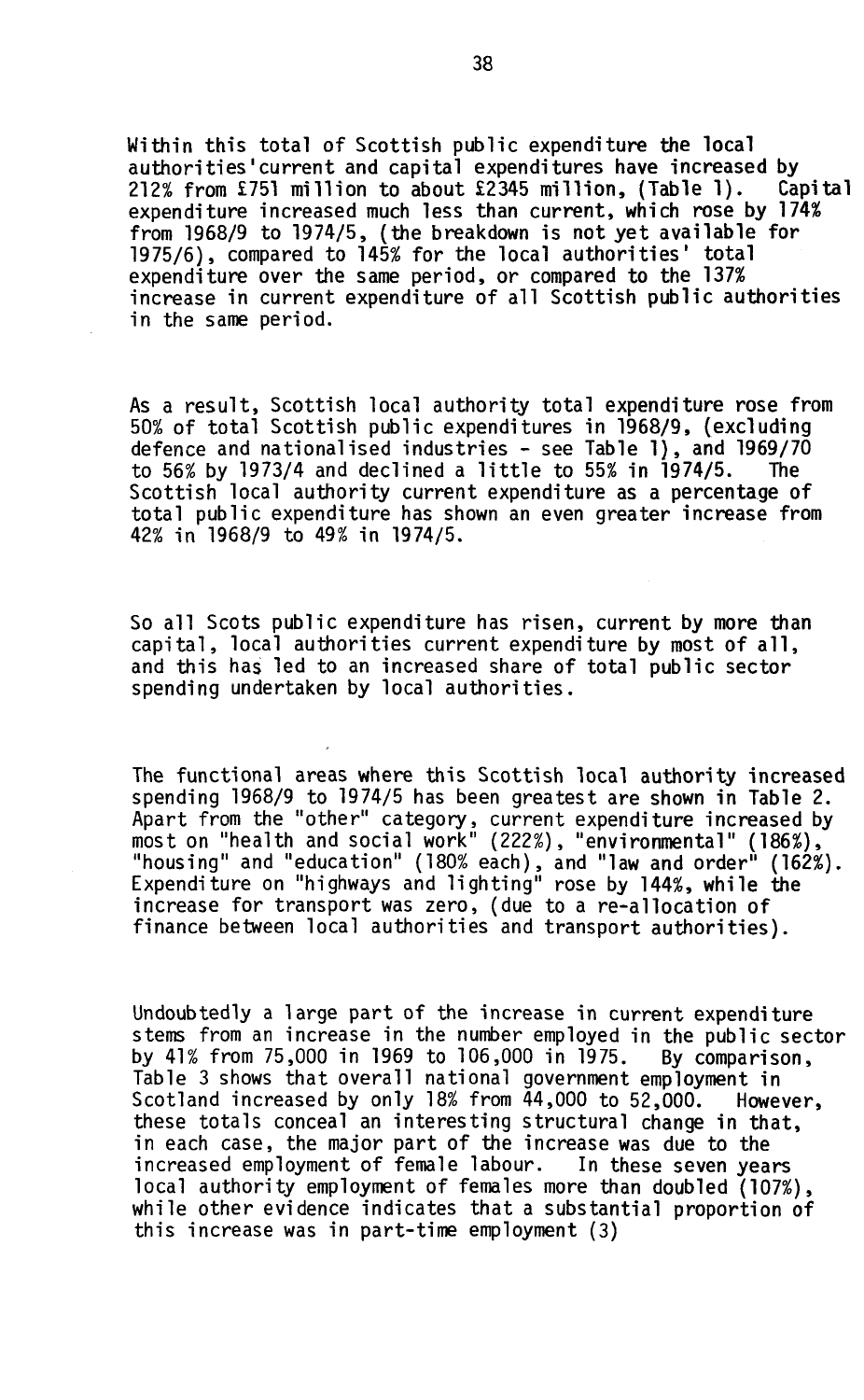Within this total of Scottish public expenditure the local authorities'current and capital expenditures have increased by 212% from £751 million to about £2345 million, (Table 1). Capital expenditure increased much less than current, which rose by 174% from 1968/9 to 1974/5, (the breakdown is not yet available for 1975/6), compared to 145% for the local authorities' total expenditure over the same period, or compared to the 137% increase in current expenditure of all Scottish public authorities in the same period.

As a result, Scottish local authority total expenditure rose from 50% of total Scottish public expenditures in 1968/9, (excluding defence and nationalised industries - see Table 1), and 1969/70 to 56% by 1973/4 and declined a little to 55% in 1974/5. The Scottish local authority current expenditure as a percentage of total public expenditure has shown an even greater increase from 42% in 1968/9 to 49% in 1974/5.

So all Scots public expenditure has risen, current by more than capital, local authorities current expenditure by most of all, and this has led to an increased share of total public sector spending undertaken by local authorities.

The functional areas where this Scottish local authority increased spending 1968/9 to 1974/5 has been greatest are shown in Table 2. Apart from the "other" category, current expenditure increased by most on "health and social work" (222%), "environmental" (186%), "housing" and "education" (180% each), and "law and order" (162%). Expenditure on "highways and lighting" rose by 144%, while the increase for transport was zero, (due to a re-allocation of finance between local authorities and transport authorities).

Undoubtedly a large part of the increase in current expenditure stems from an increase in the number employed in the public sector by 41% from 75,000 in 1969 to 106,000 in 1975. By comparison, Table 3 shows that overall national government employment in Scotland increased by only 18% from 44,000 to 52,000. However, these totals conceal an interesting structural change in that, in each case, the major part of the increase was due to the increased employment of female labour. In these seven years local authority employment of females more than doubled (107%), while other evidence indicates that a substantial proportion of this increase was in part-time employment (3)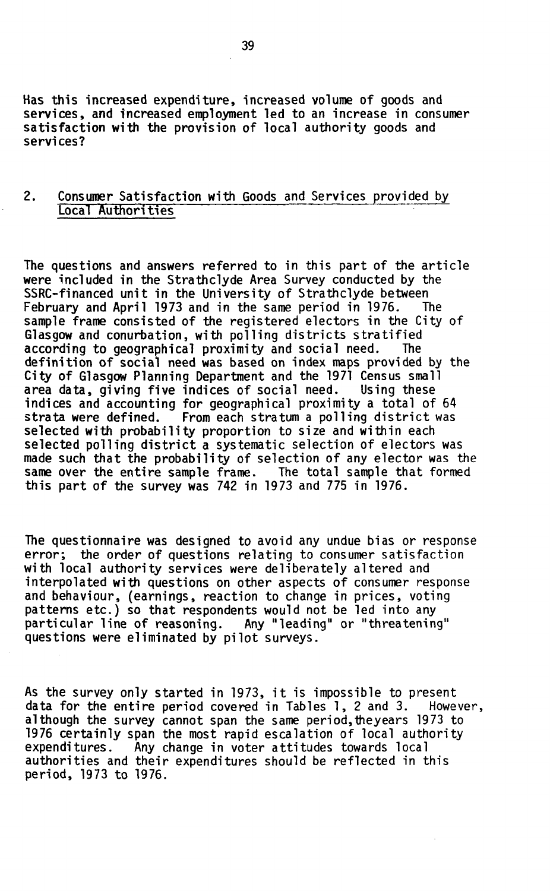Has this increased expenditure, increased volume of goods and services, and increased employment led to an increase in consumer satisfaction with the provision of local authority goods and services?

## 2. Consumer Satisfaction with Goods and Services provided by Local Authorities

The questions and answers referred to in this part of the article were included in the Strathclyde Area Survey conducted by the SSRC-financed unit in the University of Strathclyde between February and April 1973 and in the same period in 1976. The sample frame consisted of the registered electors in the City of Glasgow and conurbation, with polling districts stratified according to geographical proximity and social need. The definition of social need was based on index maps provided by the City of Glasgow Planning Department and the 1971 Census small area data, giving five indices of social need. Using these indices and accounting for geographical proximity a total of 64 strata were defined. From each stratum a polling district was selected with probability proportion to size and within each selected polling district a systematic selection of electors was made such that the probability of selection of any elector was the same over the entire sample frame. The total sample that formed this part of the survey was 742 in 1973 and 775 in 1976.

The questionnaire was designed to avoid any undue bias or response error; the order of questions relating to consumer satisfaction with local authority services were deliberately altered and interpolated with questions on other aspects of consumer response and behaviour, (earnings, reaction to change in prices, voting patterns etc.) so that respondents would not be led into any particular line of reasoning. Any "leading" or "threatening" questions were eliminated by pilot surveys.

As the survey only started in 1973, it is impossible to present data for the entire period covered in Tables 1, 2 and 3. However, although the survey cannot span the same period, the years 1973 to 1976 certainly span the most rapid escalation of local authority expenditures. Any change in voter attitudes towards local authorities and their expenditures should be reflected in this period, 1973 to 1976.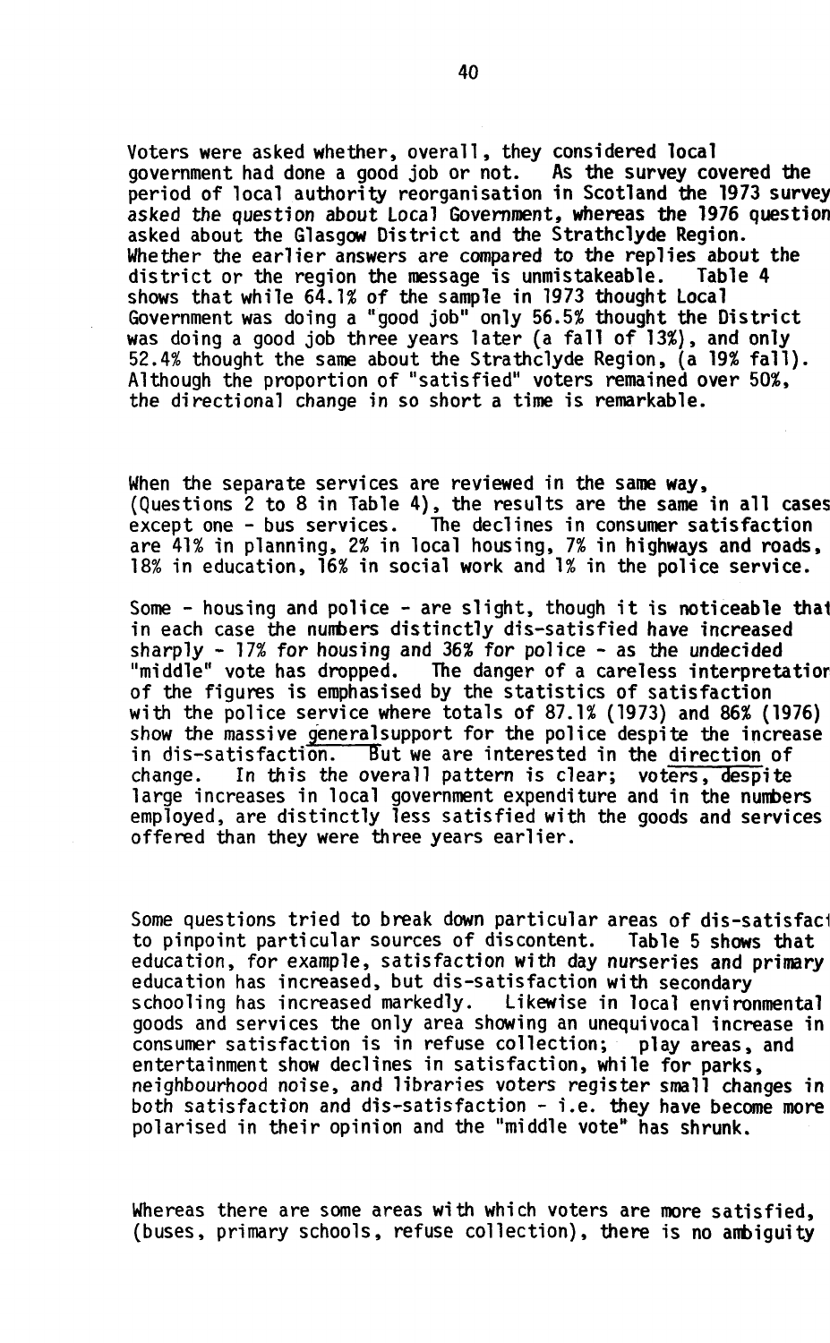Voters were asked whether, overall, they considered local government had done a good job or not. As the survey covered the period of local authority reorganisation in Scotland the 1973 survey asked the question about Local Government, whereas the 1976 question asked about the Glasgow District and the Strathclyde Region. Whether the earlier answers are compared to the replies about the district or the region the message is unmistakeable. Table 4 shows that while 64.1% of the sample in 1973 thought Local Government was doing a "good job" only 56.5% thought the District was doing a good job three years later (a fall of 13%), and only 52.4% thought the same about the Strathclyde Region, (a 19% fall). Although the proportion of "satisfied" voters remained over 50%, the directional change in so short a time is remarkable.

When the separate services are reviewed in the same way, (Questions 2 to 8 in Table 4), the results are the same in all cases except one - bus services. The declines in consumer satisfaction are 41% in planning, 2% in local housing, 7% in highways and roads, 18% in education, 16% in social work and 1% in the police service.

Some - housing and police - are slight, though it is noticeable that in each case the numbers distinctly dis-satisfied have increased sharply - 17% for housing and 36% for police - as the undecided "middle" vote has dropped. The danger of a careless interpretation of the figures is emphasised by the statistics of satisfaction with the police service where totals of 87.1% (1973) and 86% (1976) show the massive general support for the police despite the increase in dis-satisfaction. But we are interested in the direction of change. In this the overall pattern is clear; voters, despite large increases in local government expenditure and in the numbers employed, are distinctly less satisfied with the goods and services offered than they were three years earlier.

Some questions tried to break down particular areas of dis-satisfaction to pinpoint particular sources of discontent. Table 5 shows that education, for example, satisfaction with day nurseries and primary education has increased, but dis-satisfaction with secondary schooling has increased markedly. Likewise in local environmental goods and services the only area showing an unequivocal increase in consumer satisfaction is in refuse collection; play areas, and entertainment show declines in satisfaction, while for parks, neighbourhood noise, and libraries voters register small changes in both satisfaction and dis-satisfaction - i.e. they have become more polarised in their opinion and the "middle vote" has shrunk.

Whereas there are some areas with which voters are more satisfied, (buses, primary schools, refuse collection), there is no ambiguity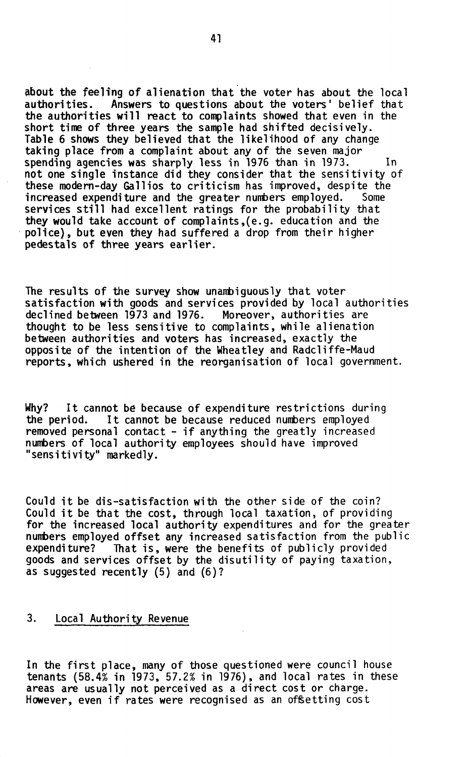about the feeling of alienation that the voter has about the local authorities. Answers to questions about the voters' belief that the authorities will react to complaints showed that even in the short time of three years the sample had shifted decisively. Table 6 shows they believed that the likelihood of any change taking place from a complaint about any of the seven major spending agencies was sharply less in 1976 than in 1973. In not one single instance did they consider that the sensitivity of these modern-day Gallios to criticism has improved, despite the increased expenditure and the greater numbers employed. Some services still had excellent ratings for the probability that they would take account of complaints,(e.g. education and the police), but even they had suffered a drop from their higher pedestals of three years earlier.

The results of the survey show unambiguously that voter satisfaction with goods and services provided by local authorities declined between 1973 and 1976. Moreover, authorities are thought to be less sensitive to complaints, while alienation between authorities and voters has increased, exactly the opposite of the intention of the Wheatley and Radcliffe-Maud reports, which ushered in the reorganisation of local government.

Why? It cannot be because of expenditure restrictions during the period. It cannot be because reduced numbers employed removed personal contact - if anything the greatly increased numbers of local authority employees should have improved "sensitivity" markedly.

Could it be dis-satisfaction with the other side of the coin? Could it be that the cost, through local taxation, of providing for the increased local authority expenditures and for the greater numbers employed offset any increased satisfaction from the public expenditure? That is, were the benefits of publicly provided goods and services offset by the disutility of paying taxation, as suggested recently (5) and (6)?

## 3. Local Authority Revenue

In the first place, many of those questioned were council house tenants (58.4% in 1973, 57.2% in 1976), and local rates in these areas are usually not perceived as a direct cost or charge. However, even if rates were recognised as an offsetting cost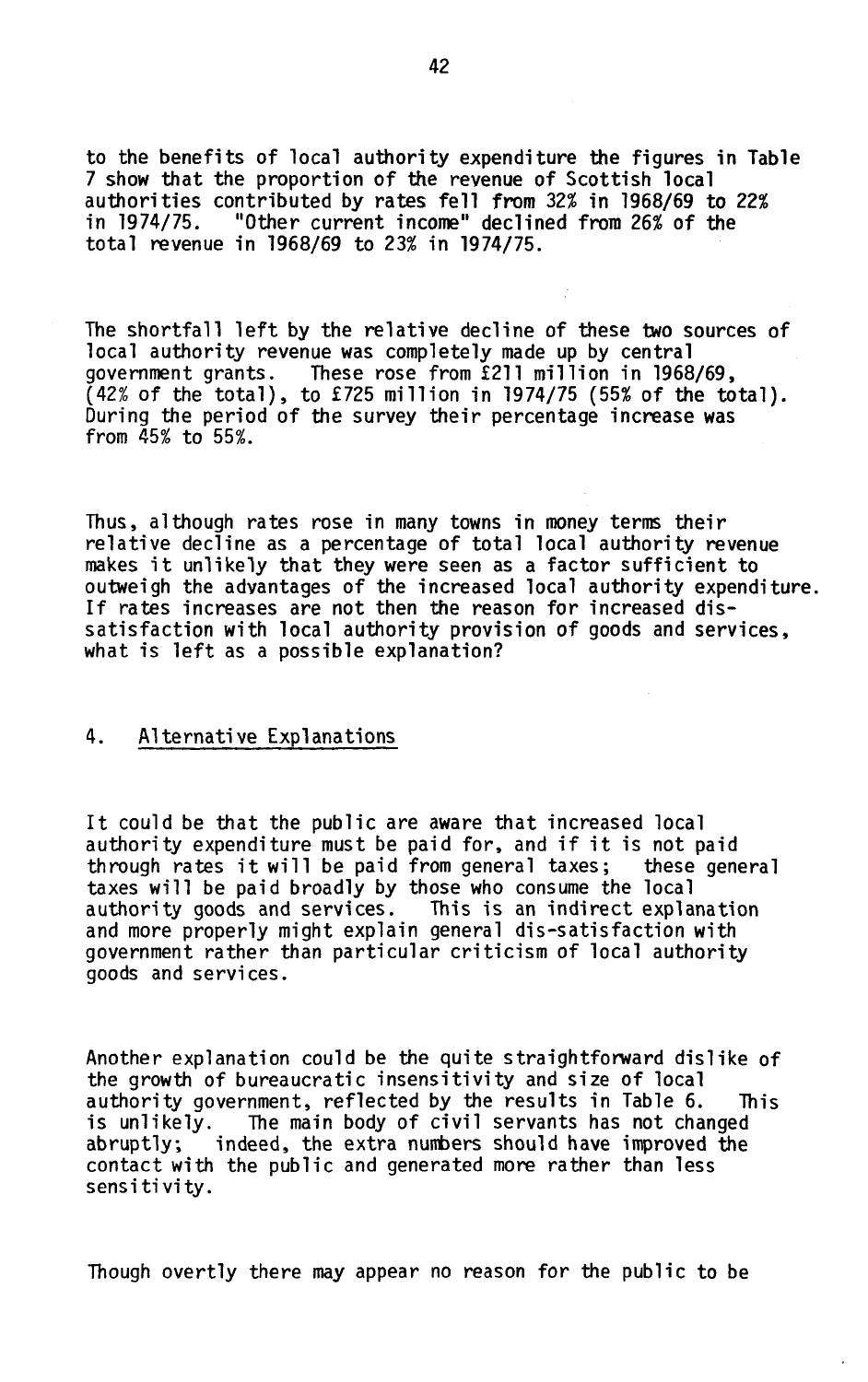to the benefits of local authority expenditure the figures in Table 7 show that the proportion of the revenue of Scottish local authorities contributed by rates fell from 32% in 1968/69 to 22% in 1974/75. "Other current income" declined from 26% of the total revenue in 1968/69 to 23% in 1974/75.

The shortfall left by the relative decline of these two sources of local authority revenue was completely made up by central government grants. These rose from £211 million in 1968/69, (42% of the total), to £725 million in 1974/75 (55% of the total). During the period of the survey their percentage increase was from 45% to 55%.

Thus, although rates rose in many towns in money terms their relative decline as a percentage of total local authority revenue makes it unlikely that they were seen as a factor sufficient to outweigh the advantages of the increased local authority expenditure. If rates increases are not then the reason for increased dis-satisfaction with local authority provision of goods and services, what is left as a possible explanation?

## 4. Alternative Explanations

It could be that the public are aware that increased local authority expenditure must be paid for, and if it is not paid through rates it will be paid from general taxes; these general taxes will be paid broadly by those who consume the local authority goods and services. This is an indirect explanation and more properly might explain general dis-satisfaction with government rather than particular criticism of local authority goods and services.

Another explanation could be the quite straightforward dislike of the growth of bureaucratic insensitivity and size of local authority government, reflected by the results in Table 6. This is unlikely. The main body of civil servants has not changed abruptly; indeed, the extra numbers should have improved the contact with the public and generated more rather than less sensitivity.

Though overtly there may appear no reason for the public to be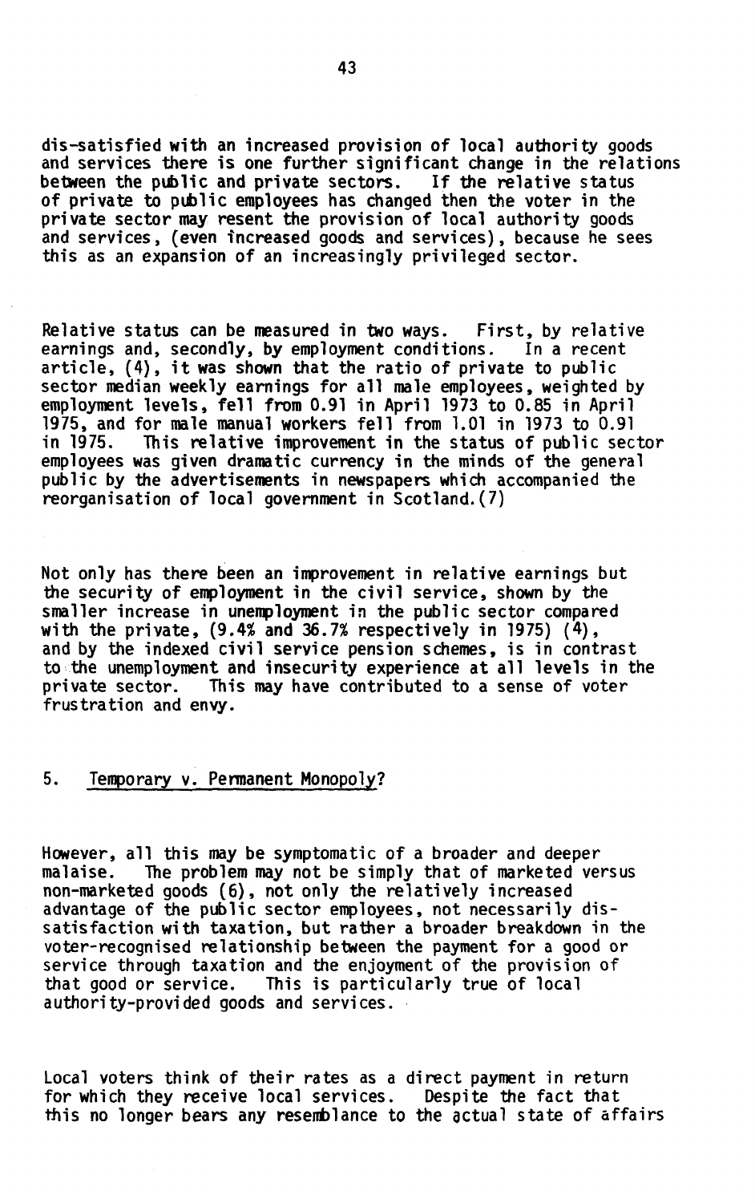dis-satisfied with an increased provision of local authority goods and services there is one further significant change in the relations between the public and private sectors. If the relative status of private to public employees has changed then the voter in the private sector may resent the provision of local authority goods and services, (even increased goods and services), because he sees this as an expansion of an increasingly privileged sector.

Relative status can be measured in two ways. First, by relative earnings and, secondly, by employment conditions. In a recent article, (4), it was shown that the ratio of private to public sector median weekly earnings for all male employees, weighted by employment levels, fell from 0.91 in April 1973 to 0.85 in April 1975, and for male manual workers fell from 1.01 in 1973 to 0.91 in 1975. This relative improvement in the status of public sector employees was given dramatic currency in the minds of the general public by the advertisements in newspapers which accompanied the reorganisation of local government in Scotland.(7)

Not only has there been an improvement in relative earnings but the security of employment in the civil service, shown by the smaller increase in unemployment in the public sector compared with the private, (9.4% and 36.7% respectively in 1975) (4), and by the indexed civil service pension schemes, is in contrast to the unemployment and insecurity experience at all levels in the private sector. This may have contributed to a sense of voter frustration and envy.

## 5. Temporary v. Permanent Monopoly?

However, all this may be symptomatic of a broader and deeper malaise. The problem may not be simply that of marketed versus non-marketed goods (6), not only the relatively increased advantage of the public sector employees, not necessarily dis-satisfaction with taxation, but rather a broader breakdown in the voter-recognised relationship between the payment for a good or service through taxation and the enjoyment of the provision of that good or service. This is particularly true of local authority-provided goods and services.

Local voters think of their rates as a direct payment in return for which they receive local services. Despite the fact that this no longer bears any resemblance to the actual state of affairs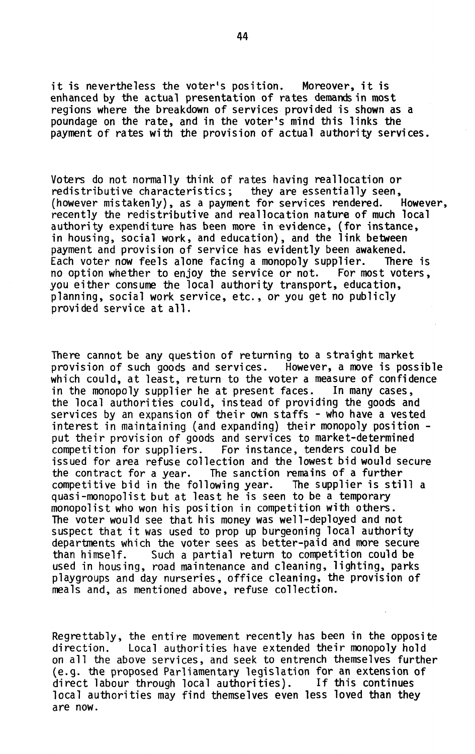it is nevertheless the voter's position. Moreover, it is enhanced by the actual presentation of rates demands in most regions where the breakdown of services provided is shown as a poundage on the rate, and in the voter's mind this links the payment of rates with the provision of actual authority services.

Voters do not normally think of rates having reallocation or redistributive characteristics; they are essentially seen, (however mistakenly), as a payment for services rendered. However, recently the redistributive and reallocation nature of much local authority expenditure has been more in evidence, (for instance, in housing, social work, and education), and the link between payment and provision of service has evidently been awakened. Each voter now feels alone facing a monopoly supplier. There is no option whether to enjoy the service or not. For most voters, you either consume the local authority transport, education, planning, social work service, etc., or you get no publicly provided service at all.

There cannot be any question of returning to a straight market provision of such goods and services. However, a move is possible which could, at least, return to the voter a measure of confidence in the monopoly supplier he at present faces. In many cases, the local authorities could, instead of providing the goods and services by an expansion of their own staffs - who have a vested interest in maintaining (and expanding) their monopoly position - put their provision of goods and services to market-determined competition for suppliers. For instance, tenders could be issued for area refuse collection and the lowest bid would secure the contract for a year. The sanction remains of a further competitive bid in the following year. The supplier is still a quasi-monopolist but at least he is seen to be a temporary monopolist who won his position in competition with others. The voter would see that his money was well-deployed and not suspect that it was used to prop up burgeoning local authority departments which the voter sees as better-paid and more secure than himself. Such a partial return to competition could be used in housing, road maintenance and cleaning, lighting, parks playgroups and day nurseries, office cleaning, the provision of meals and, as mentioned above, refuse collection.

Regrettably, the entire movement recently has been in the opposite direction. Local authorities have extended their monopoly hold on all the above services, and seek to entrench themselves further (e.g. the proposed Parliamentary legislation for an extension of direct labour through local authorities). If this continues local authorities may find themselves even less loved than they are now.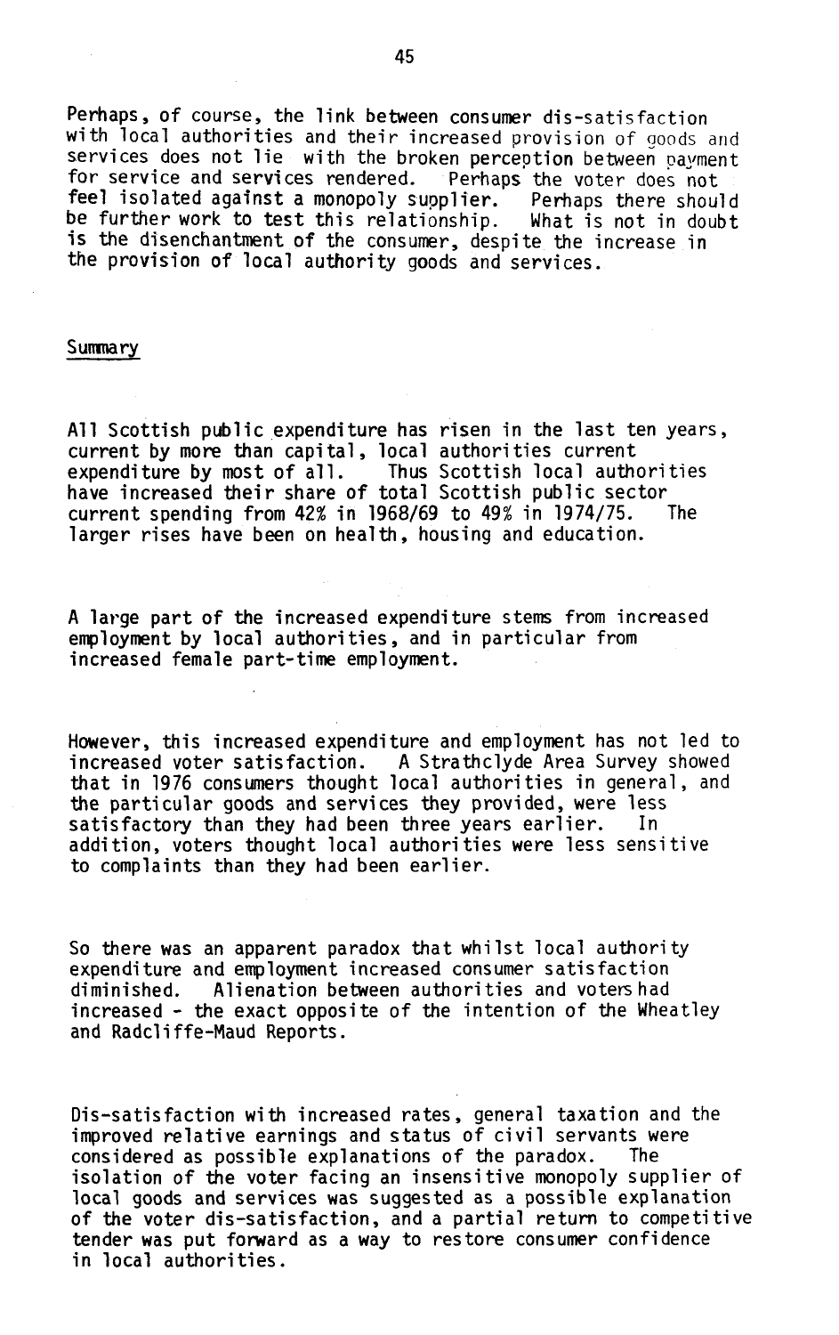Perhaps, of course, the link between consumer dis-satisfaction with local authorities and their increased provision of goods and services does not lie with the broken perception between payment for service and services rendered. Perhaps the voter does not feel isolated against a monopoly supplier. Perhaps there should be further work to test this relationship. What is not in doubt is the disenchantment of the consumer, despite the increase in the provision of local authority goods and services.

## Summary

All Scottish public expenditure has risen in the last ten years, current by more than capital, local authorities current expenditure by most of all. Thus Scottish local authorities have increased their share of total Scottish public sector current spending from 42% in 1968/69 to 49% in 1974/75. The larger rises have been on health, housing and education.

A large part of the increased expenditure stems from increased employment by local authorities, and in particular from increased female part-time employment.

However, this increased expenditure and employment has not led to increased voter satisfaction. A Strathclyde Area Survey showed that in 1976 consumers thought local authorities in general, and the particular goods and services they provided, were less satisfactory than they had been three years earlier. In addition, voters thought local authorities were less sensitive to complaints than they had been earlier.

So there was an apparent paradox that whilst local authority expenditure and employment increased consumer satisfaction diminished. Alienation between authorities and voters had increased - the exact opposite of the intention of the Wheatley and Radcliffe-Maud Reports.

Dis-satisfaction with increased rates, general taxation and the improved relative earnings and status of civil servants were considered as possible explanations of the paradox. The isolation of the voter facing an insensitive monopoly supplier of local goods and services was suggested as a possible explanation of the voter dis-satisfaction, and a partial return to competitive tender was put forward as a way to restore consumer confidence in local authorities.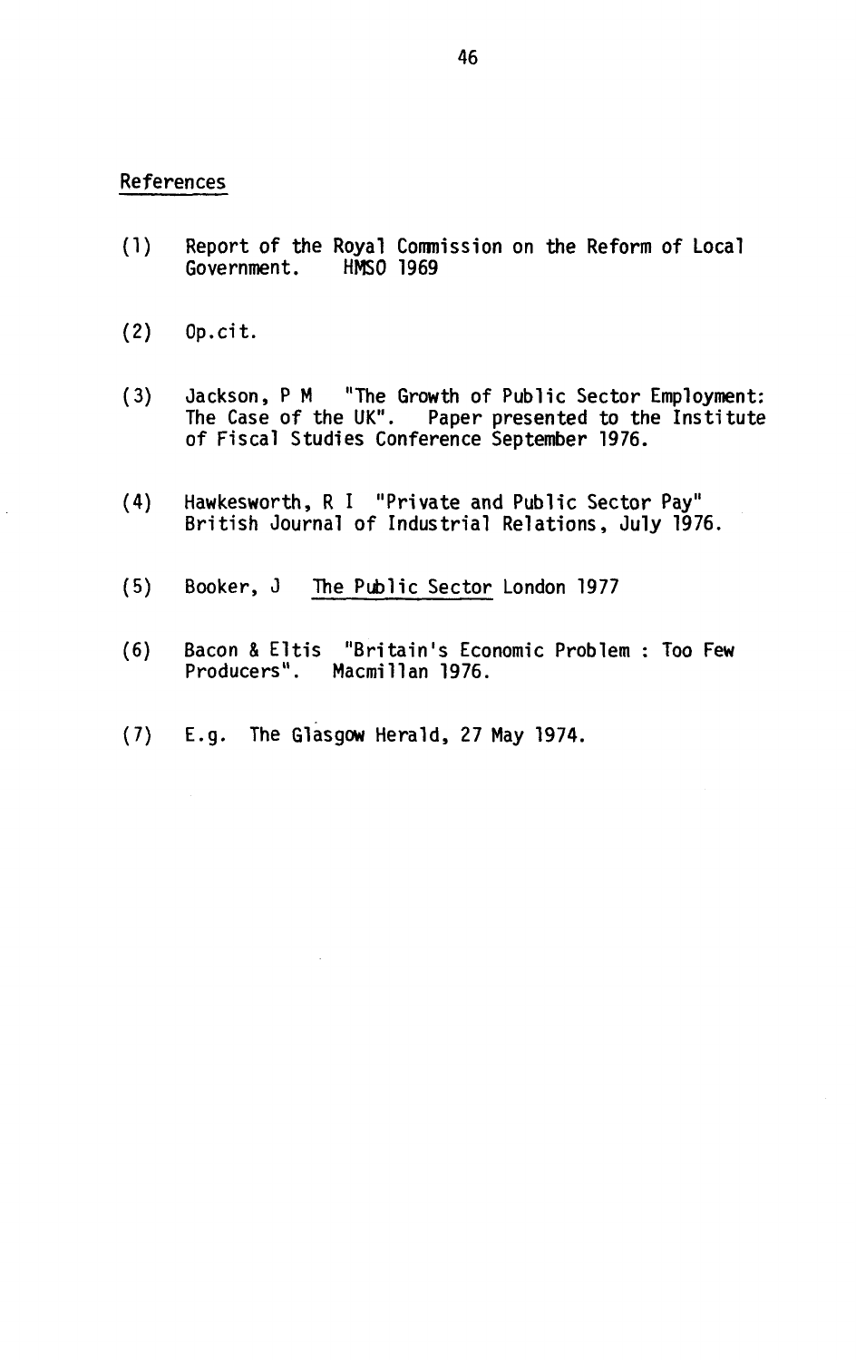## References

(1) Report of the Royal Commission on the Reform of Local Government. HMSO 1969

(2) Op.cit.

(3) Jackson, P M "The Growth of Public Sector Employment: The Case of the UK". Paper presented to the Institute of Fiscal Studies Conference September 1976.

(4) Hawkesworth, R I "Private and Public Sector Pay" British Journal of Industrial Relations, July 1976.

(5) Booker, J *The Public Sector* London 1977

(6) Bacon & Eltis "Britain's Economic Problem : Too Few Producers". Macmillan 1976.

(7) E.g. The Glasgow Herald, 27 May 1974.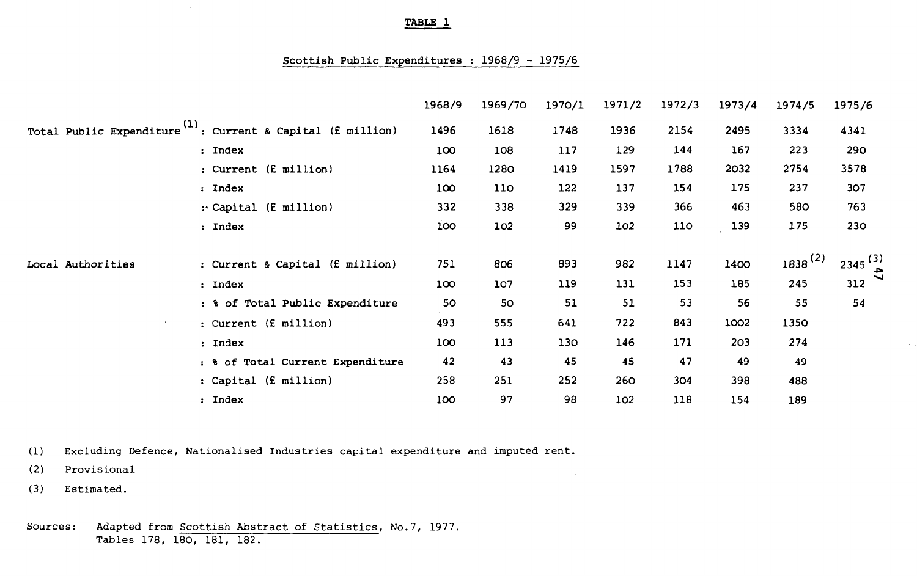**TABLE 1**

Scottish Public Expenditures : 1968/9 - 1975/6

| | | 1968/9 | 1969/70 | 1970/1 | 1971/2 | 1972/3 | 1973/4 | 1974/5 | 1975/6 |
|---|---|---|---|---|---|---|---|---|---|
| Total Public Expenditure[(1)] | : Current & Capital (£ million) | 1496 | 1618 | 1748 | 1936 | 2154 | 2495 | 3334 | 4341 |
| | : Index | 100 | 108 | 117 | 129 | 144 | 167 | 223 | 290 |
| | : Current (£ million) | 1164 | 1280 | 1419 | 1597 | 1788 | 2032 | 2754 | 3578 |
| | : Index | 100 | 110 | 122 | 137 | 154 | 175 | 237 | 307 |
| | : Capital (£ million) | 332 | 338 | 329 | 339 | 366 | 463 | 580 | 763 |
| | : Index | 100 | 102 | 99 | 102 | 110 | 139 | 175 | 230 |
| Local Authorities | : Current & Capital (£ million) | 751 | 806 | 893 | 982 | 1147 | 1400 | 1838[(2)] | 2345[(3)] |
| | : Index | 100 | 107 | 119 | 131 | 153 | 185 | 245 | 312 |
| | : % of Total Public Expenditure | 50 | 50 | 51 | 51 | 53 | 56 | 55 | 54 |
| | : Current (£ million) | 493 | 555 | 641 | 722 | 843 | 1002 | 1350 | |
| | : Index | 100 | 113 | 130 | 146 | 171 | 203 | 274 | |
| | : % of Total Current Expenditure | 42 | 43 | 45 | 45 | 47 | 49 | 49 | |
| | : Capital (£ million) | 258 | 251 | 252 | 260 | 304 | 398 | 488 | |
| | : Index | 100 | 97 | 98 | 102 | 118 | 154 | 189 | |

(1) Excluding Defence, Nationalised Industries capital expenditure and imputed rent.

(2) Provisional

(3) Estimated.

Sources: Adapted from Scottish Abstract of Statistics, No.7, 1977. Tables 178, 180, 181, 182.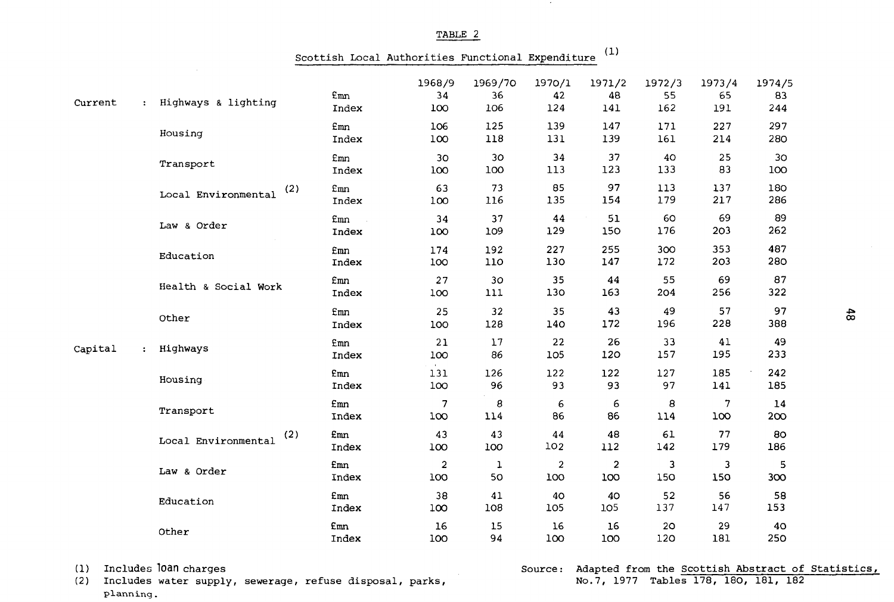TABLE 2

Scottish Local Authorities Functional Expenditure (1)

| | | | 1968/9 | 1969/70 | 1970/1 | 1971/2 | 1972/3 | 1973/4 | 1974/5 |
|---|---|---|---|---|---|---|---|---|---|
| Current : | Highways & lighting | £mn | 34 | 36 | 42 | 48 | 55 | 65 | 83 |
| | | Index | 100 | 106 | 124 | 141 | 162 | 191 | 244 |
| | Housing | £mn | 106 | 125 | 139 | 147 | 171 | 227 | 297 |
| | | Index | 100 | 118 | 131 | 139 | 161 | 214 | 280 |
| | Transport | £mn | 30 | 30 | 34 | 37 | 40 | 25 | 30 |
| | | Index | 100 | 100 | 113 | 123 | 133 | 83 | 100 |
| | Local Environmental (2) | £mn | 63 | 73 | 85 | 97 | 113 | 137 | 180 |
| | | Index | 100 | 116 | 135 | 154 | 179 | 217 | 286 |
| | Law & Order | £mn | 34 | 37 | 44 | 51 | 60 | 69 | 89 |
| | | Index | 100 | 109 | 129 | 150 | 176 | 203 | 262 |
| | Education | £mn | 174 | 192 | 227 | 255 | 300 | 353 | 487 |
| | | Index | 100 | 110 | 130 | 147 | 172 | 203 | 280 |
| | Health & Social Work | £mn | 27 | 30 | 35 | 44 | 55 | 69 | 87 |
| | | Index | 100 | 111 | 130 | 163 | 204 | 256 | 322 |
| | Other | £mn | 25 | 32 | 35 | 43 | 49 | 57 | 97 |
| | | Index | 100 | 128 | 140 | 172 | 196 | 228 | 388 |
| Capital : | Highways | £mn | 21 | 17 | 22 | 26 | 33 | 41 | 49 |
| | | Index | 100 | 86 | 105 | 120 | 157 | 195 | 233 |
| | Housing | £mn | 131 | 126 | 122 | 122 | 127 | 185 | 242 |
| | | Index | 100 | 96 | 93 | 93 | 97 | 141 | 185 |
| | Transport | £mn | 7 | 8 | 6 | 6 | 8 | 7 | 14 |
| | | Index | 100 | 114 | 86 | 86 | 114 | 100 | 200 |
| | Local Environmental (2) | £mn | 43 | 43 | 44 | 48 | 61 | 77 | 80 |
| | | Index | 100 | 100 | 102 | 112 | 142 | 179 | 186 |
| | Law & Order | £mn | 2 | 1 | 2 | 2 | 3 | 3 | 5 |
| | | Index | 100 | 50 | 100 | 100 | 150 | 150 | 300 |
| | Education | £mn | 38 | 41 | 40 | 40 | 52 | 56 | 58 |
| | | Index | 100 | 108 | 105 | 105 | 137 | 147 | 153 |
| | Other | £mn | 16 | 15 | 16 | 16 | 20 | 29 | 40 |
| | | Index | 100 | 94 | 100 | 100 | 120 | 181 | 250 |

(1) Includes loan charges
(2) Includes water supply, sewerage, refuse disposal, parks, planning.

Source: Adapted from the Scottish Abstract of Statistics, No.7, 1977 Tables 178, 180, 181, 182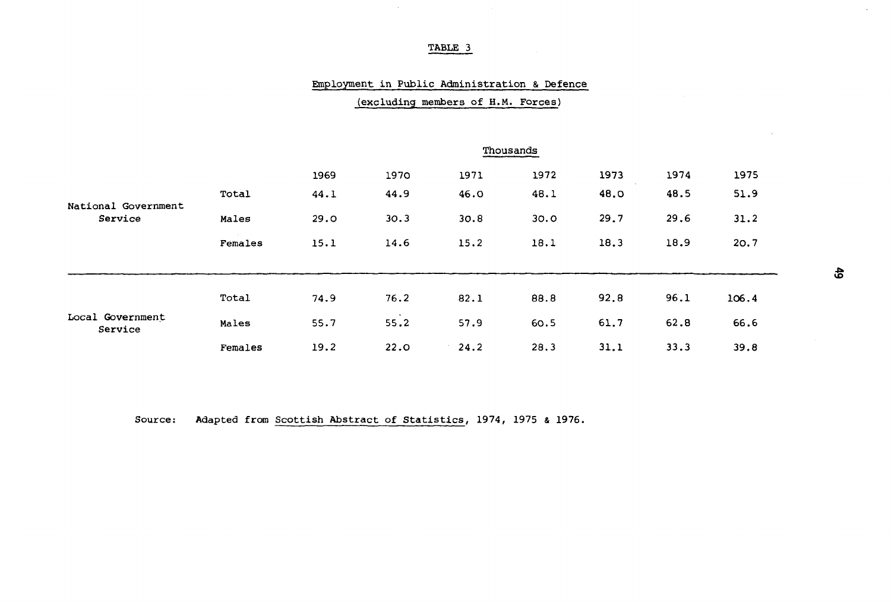TABLE 3

Employment in Public Administration & Defence

(excluding members of H.M. Forces)

Thousands

| | | 1969 | 1970 | 1971 | 1972 | 1973 | 1974 | 1975 |
|---|---|---|---|---|---|---|---|---|
| National Government Service | Total | 44.1 | 44.9 | 46.0 | 48.1 | 48.0 | 48.5 | 51.9 |
| | Males | 29.0 | 30.3 | 30.8 | 30.0 | 29.7 | 29.6 | 31.2 |
| | Females | 15.1 | 14.6 | 15.2 | 18.1 | 18.3 | 18.9 | 20.7 |
| Local Government Service | Total | 74.9 | 76.2 | 82.1 | 88.8 | 92.8 | 96.1 | 106.4 |
| | Males | 55.7 | 55.2 | 57.9 | 60.5 | 61.7 | 62.8 | 66.6 |
| | Females | 19.2 | 22.0 | 24.2 | 28.3 | 31.1 | 33.3 | 39.8 |

Source: Adapted from Scottish Abstract of Statistics, 1974, 1975 & 1976.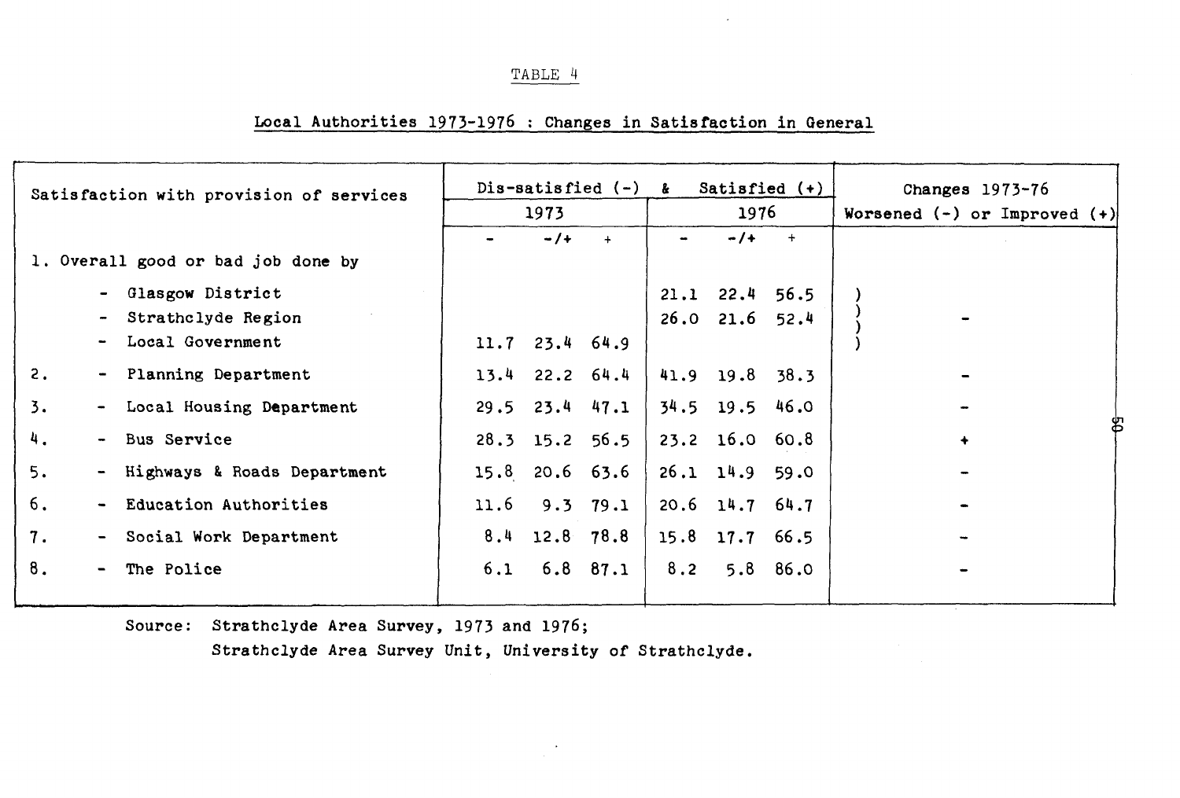TABLE 4

Local Authorities 1973-1976 : Changes in Satisfaction in General

| Satisfaction with provision of services | Dis-satisfied (-) & Satisfied (+) | | | | | | Changes 1973-76 |
|---|---|---|---|---|---|---|---|
| | 1973 | | | 1976 | | | Worsened (-) or Improved (+) |
| | - | -/+ | + | - | -/+ | + | |
| 1. Overall good or bad job done by | | | | | | | |
| - Glasgow District | | | | 21.1 | 22.4 | 56.5 | ) |
| - Strathclyde Region | | | | 26.0 | 21.6 | 52.4 | ) - |
| - Local Government | 11.7 | 23.4 | 64.9 | | | | ) |
| 2. - Planning Department | 13.4 | 22.2 | 64.4 | 41.9 | 19.8 | 38.3 | - |
| 3. - Local Housing Department | 29.5 | 23.4 | 47.1 | 34.5 | 19.5 | 46.0 | - |
| 4. - Bus Service | 28.3 | 15.2 | 56.5 | 23.2 | 16.0 | 60.8 | + |
| 5. - Highways & Roads Department | 15.8 | 20.6 | 63.6 | 26.1 | 14.9 | 59.0 | - |
| 6. - Education Authorities | 11.6 | 9.3 | 79.1 | 20.6 | 14.7 | 64.7 | - |
| 7. - Social Work Department | 8.4 | 12.8 | 78.8 | 15.8 | 17.7 | 66.5 | - |
| 8. - The Police | 6.1 | 6.8 | 87.1 | 8.2 | 5.8 | 86.0 | - |

Source: Strathclyde Area Survey, 1973 and 1976;
Strathclyde Area Survey Unit, University of Strathclyde.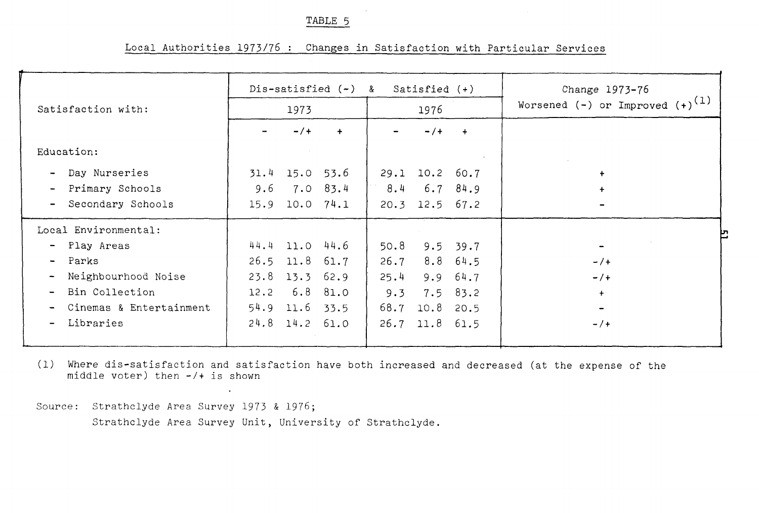TABLE 5

Local Authorities 1973/76 : Changes in Satisfaction with Particular Services

| Satisfaction with: | Dis-satisfied (-) & Satisfied (+) | | | | | | Change 1973-76 Worsened (-) or Improved (+)[1] |
|---|---|---|---|---|---|---|---|
| | 1973 | | | 1976 | | | |
| | - | -/+ | + | - | -/+ | + | |
| **Education:** | | | | | | | |
| - Day Nurseries | 31.4 | 15.0 | 53.6 | 29.1 | 10.2 | 60.7 | + |
| - Primary Schools | 9.6 | 7.0 | 83.4 | 8.4 | 6.7 | 84.9 | + |
| - Secondary Schools | 15.9 | 10.0 | 74.1 | 20.3 | 12.5 | 67.2 | - |
| **Local Environmental:** | | | | | | | |
| - Play Areas | 44.4 | 11.0 | 44.6 | 50.8 | 9.5 | 39.7 | - |
| - Parks | 26.5 | 11.8 | 61.7 | 26.7 | 8.8 | 64.5 | -/+ |
| - Neighbourhood Noise | 23.8 | 13.3 | 62.9 | 25.4 | 9.9 | 64.7 | -/+ |
| - Bin Collection | 12.2 | 6.8 | 81.0 | 9.3 | 7.5 | 83.2 | + |
| - Cinemas & Entertainment | 54.9 | 11.6 | 33.5 | 68.7 | 10.8 | 20.5 | - |
| - Libraries | 24.8 | 14.2 | 61.0 | 26.7 | 11.8 | 61.5 | -/+ |

(1) Where dis-satisfaction and satisfaction have both increased and decreased (at the expense of the middle voter) then -/+ is shown

Source: Strathclyde Area Survey 1973 & 1976;
Strathclyde Area Survey Unit, University of Strathclyde.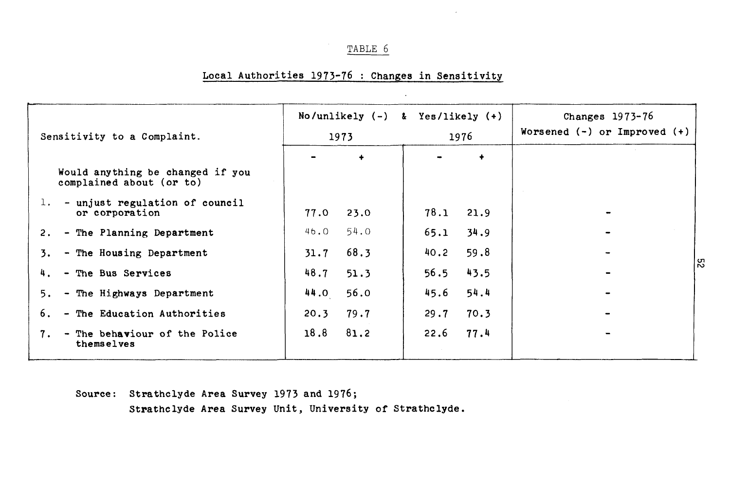TABLE 6

Local Authorities 1973-76 : Changes in Sensitivity

| Sensitivity to a Complaint. | No/unlikely (-) & Yes/likely (+) 1973 | | 1976 | | Changes 1973-76 Worsened (-) or Improved (+) |
|---|---|---|---|---|---|
| | - | + | - | + | |
| Would anything be changed if you complained about (or to) | | | | | |
| 1. - unjust regulation of council or corporation | 77.0 | 23.0 | 78.1 | 21.9 | - |
| 2. - The Planning Department | 46.0 | 54.0 | 65.1 | 34.9 | - |
| 3. - The Housing Department | 31.7 | 68.3 | 40.2 | 59.8 | - |
| 4. - The Bus Services | 48.7 | 51.3 | 56.5 | 43.5 | - |
| 5. - The Highways Department | 44.0 | 56.0 | 45.6 | 54.4 | - |
| 6. - The Education Authorities | 20.3 | 79.7 | 29.7 | 70.3 | - |
| 7. - The behaviour of the Police themselves | 18.8 | 81.2 | 22.6 | 77.4 | - |

Source: Strathclyde Area Survey 1973 and 1976;
Strathclyde Area Survey Unit, University of Strathclyde.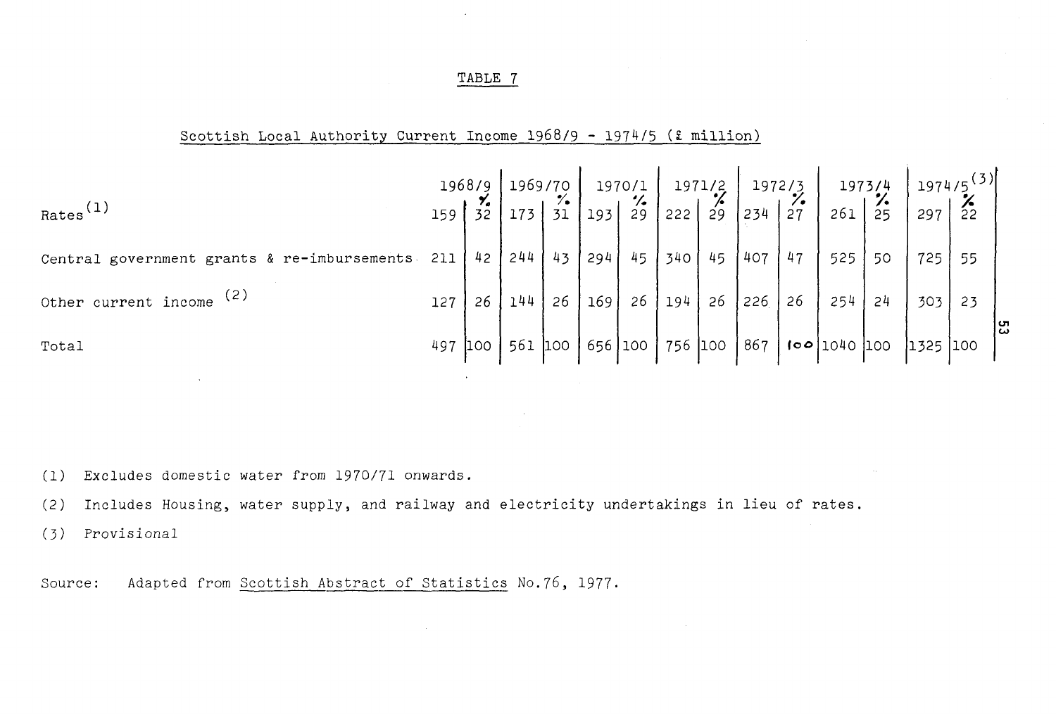TABLE 7

Scottish Local Authority Current Income 1968/9 - 1974/5 (£ million)

| | 1968/9 | | 1969/70 | | 1970/1 | | 1971/2 | | 1972/3 | | 1973/4 | | 1974/5 (3) | |
|---|---|---|---|---|---|---|---|---|---|---|---|---|---|---|
| | | % | | % | | % | | % | | % | | % | | % |
| Rates (1) | 159 | 32 | 173 | 31 | 193 | 29 | 222 | 29 | 234 | 27 | 261 | 25 | 297 | 22 |
| Central government grants & re-imbursements | 211 | 42 | 244 | 43 | 294 | 45 | 340 | 45 | 407 | 47 | 525 | 50 | 725 | 55 |
| Other current income (2) | 127 | 26 | 144 | 26 | 169 | 26 | 194 | 26 | 226 | 26 | 254 | 24 | 303 | 23 |
| Total | 497 | 100 | 561 | 100 | 656 | 100 | 756 | 100 | 867 | 100 | 1040 | 100 | 1325 | 100 |

(1) Excludes domestic water from 1970/71 onwards.

(2) Includes Housing, water supply, and railway and electricity undertakings in lieu of rates.

(3) *Provisional*

Source: Adapted from Scottish Abstract of Statistics No.76, 1977.